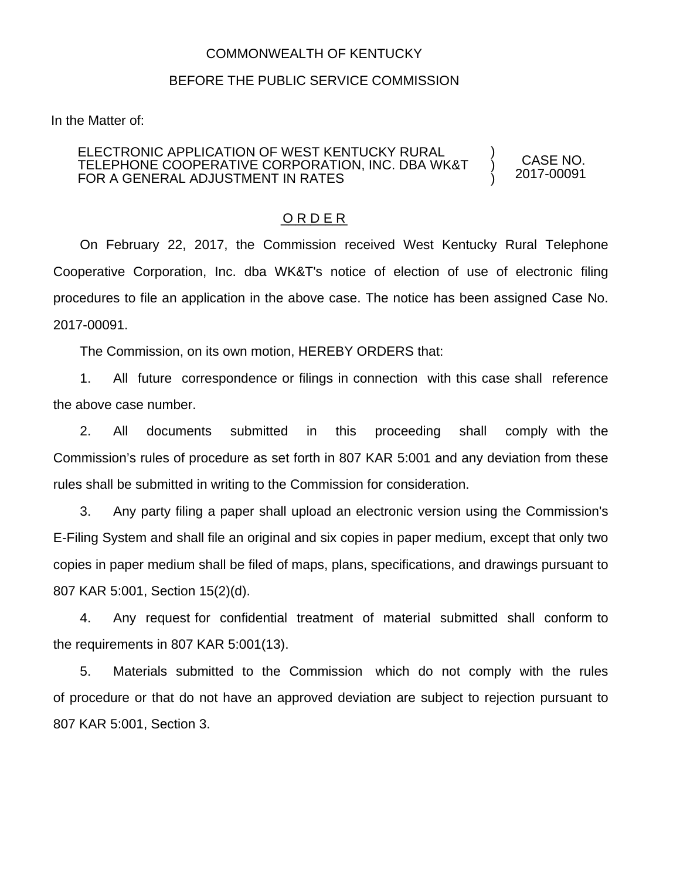COMMONWEALTH OF KENTUCKY

BEFORE THE PUBLIC SERVICE COMMISSION

In the Matter of:

| | | |
|---|---|---|
| ELECTRONIC APPLICATION OF WEST KENTUCKY RURAL TELEPHONE COOPERATIVE CORPORATION, INC. DBA WK&T FOR A GENERAL ADJUSTMENT IN RATES | ) ) ) | CASE NO. 2017-00091 |

## O R D E R

On February 22, 2017, the Commission received West Kentucky Rural Telephone Cooperative Corporation, Inc. dba WK&T's notice of election of use of electronic filing procedures to file an application in the above case. The notice has been assigned Case No. 2017-00091.

The Commission, on its own motion, HEREBY ORDERS that:

1. All future correspondence or filings in connection with this case shall reference the above case number.

2. All documents submitted in this proceeding shall comply with the Commission's rules of procedure as set forth in 807 KAR 5:001 and any deviation from these rules shall be submitted in writing to the Commission for consideration.

3. Any party filing a paper shall upload an electronic version using the Commission's E-Filing System and shall file an original and six copies in paper medium, except that only two copies in paper medium shall be filed of maps, plans, specifications, and drawings pursuant to 807 KAR 5:001, Section 15(2)(d).

4. Any request for confidential treatment of material submitted shall conform to the requirements in 807 KAR 5:001(13).

5. Materials submitted to the Commission which do not comply with the rules of procedure or that do not have an approved deviation are subject to rejection pursuant to 807 KAR 5:001, Section 3.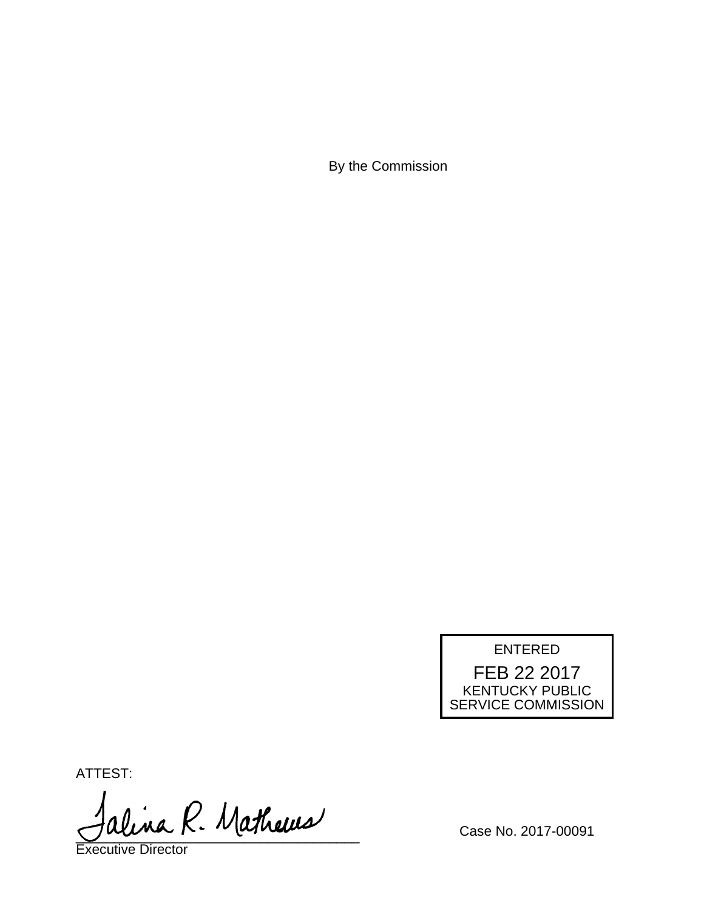By the Commission

ENTERED
FEB 22 2017
KENTUCKY PUBLIC
SERVICE COMMISSION

ATTEST:

Talina R. Mathews
___________________________________
Executive Director

Case No. 2017-00091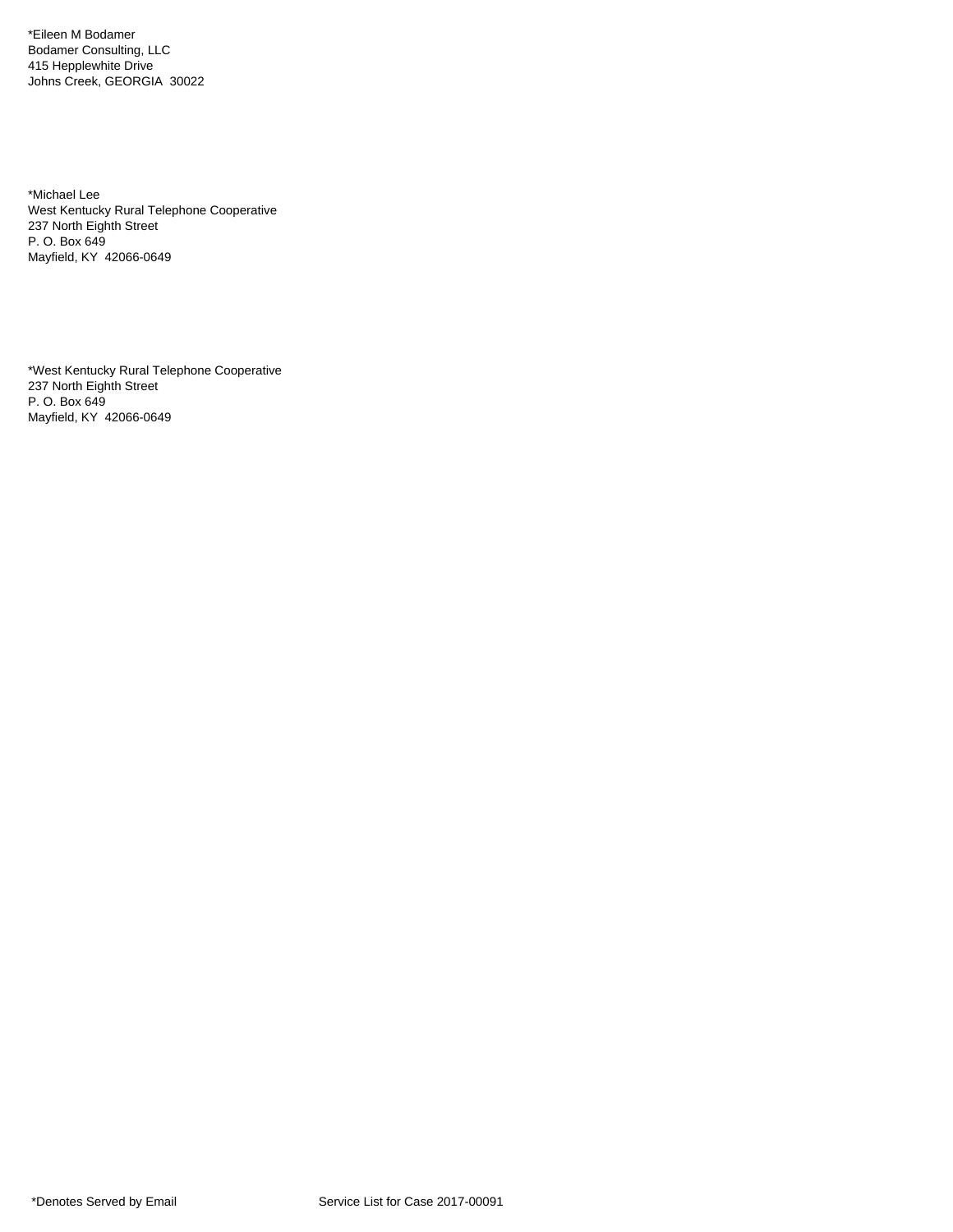*Eileen M Bodamer
Bodamer Consulting, LLC
415 Hepplewhite Drive
Johns Creek, GEORGIA  30022

*Michael Lee
West Kentucky Rural Telephone Cooperative
237 North Eighth Street
P. O. Box 649
Mayfield, KY  42066-0649

*West Kentucky Rural Telephone Cooperative
237 North Eighth Street
P. O. Box 649
Mayfield, KY  42066-0649